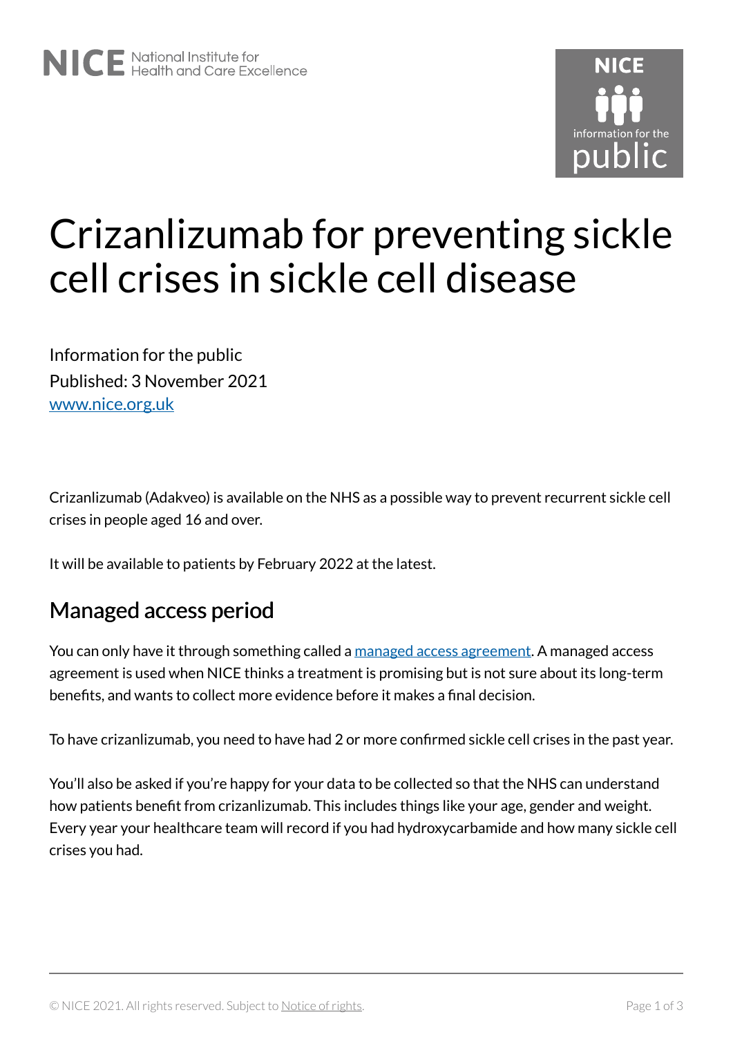# Crizanlizumab for preventing sickle cell crises in sickle cell disease

Information for the public
Published: 3 November 2021
[www.nice.org.uk](http://www.nice.org.uk)

Crizanlizumab (Adakveo) is available on the NHS as a possible way to prevent recurrent sickle cell crises in people aged 16 and over.

It will be available to patients by February 2022 at the latest.

## Managed access period

You can only have it through something called a [managed access agreement](). A managed access agreement is used when NICE thinks a treatment is promising but is not sure about its long-term benefits, and wants to collect more evidence before it makes a final decision.

To have crizanlizumab, you need to have had 2 or more confirmed sickle cell crises in the past year.

You'll also be asked if you're happy for your data to be collected so that the NHS can understand how patients benefit from crizanlizumab. This includes things like your age, gender and weight. Every year your healthcare team will record if you had hydroxycarbamide and how many sickle cell crises you had.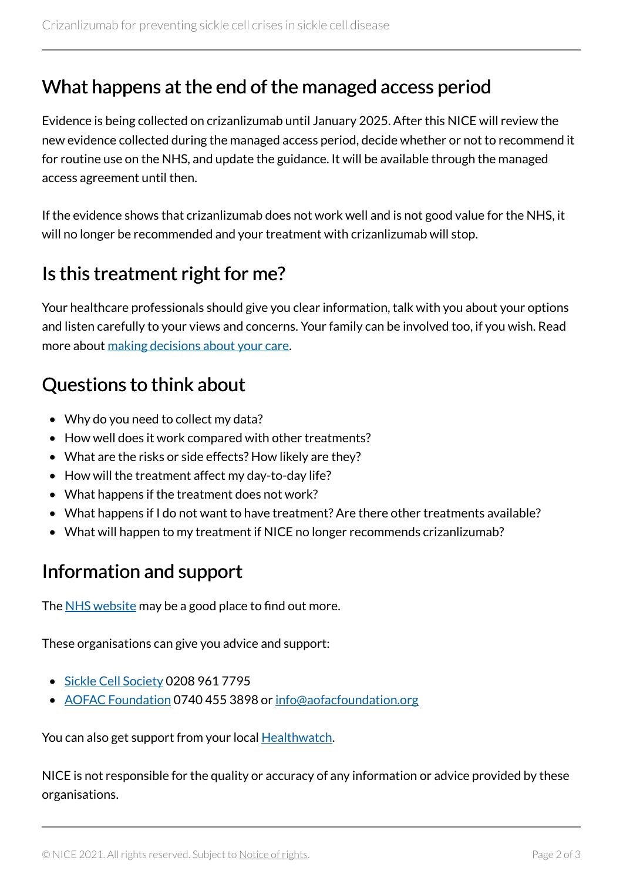## What happens at the end of the managed access period

Evidence is being collected on crizanlizumab until January 2025. After this NICE will review the new evidence collected during the managed access period, decide whether or not to recommend it for routine use on the NHS, and update the guidance. It will be available through the managed access agreement until then.

If the evidence shows that crizanlizumab does not work well and is not good value for the NHS, it will no longer be recommended and your treatment with crizanlizumab will stop.

## Is this treatment right for me?

Your healthcare professionals should give you clear information, talk with you about your options and listen carefully to your views and concerns. Your family can be involved too, if you wish. Read more about making decisions about your care.

## Questions to think about

- Why do you need to collect my data?
- How well does it work compared with other treatments?
- What are the risks or side effects? How likely are they?
- How will the treatment affect my day-to-day life?
- What happens if the treatment does not work?
- What happens if I do not want to have treatment? Are there other treatments available?
- What will happen to my treatment if NICE no longer recommends crizanlizumab?

## Information and support

The NHS website may be a good place to find out more.

These organisations can give you advice and support:

- Sickle Cell Society 0208 961 7795
- AOFAC Foundation 0740 455 3898 or info@aofacfoundation.org

You can also get support from your local Healthwatch.

NICE is not responsible for the quality or accuracy of any information or advice provided by these organisations.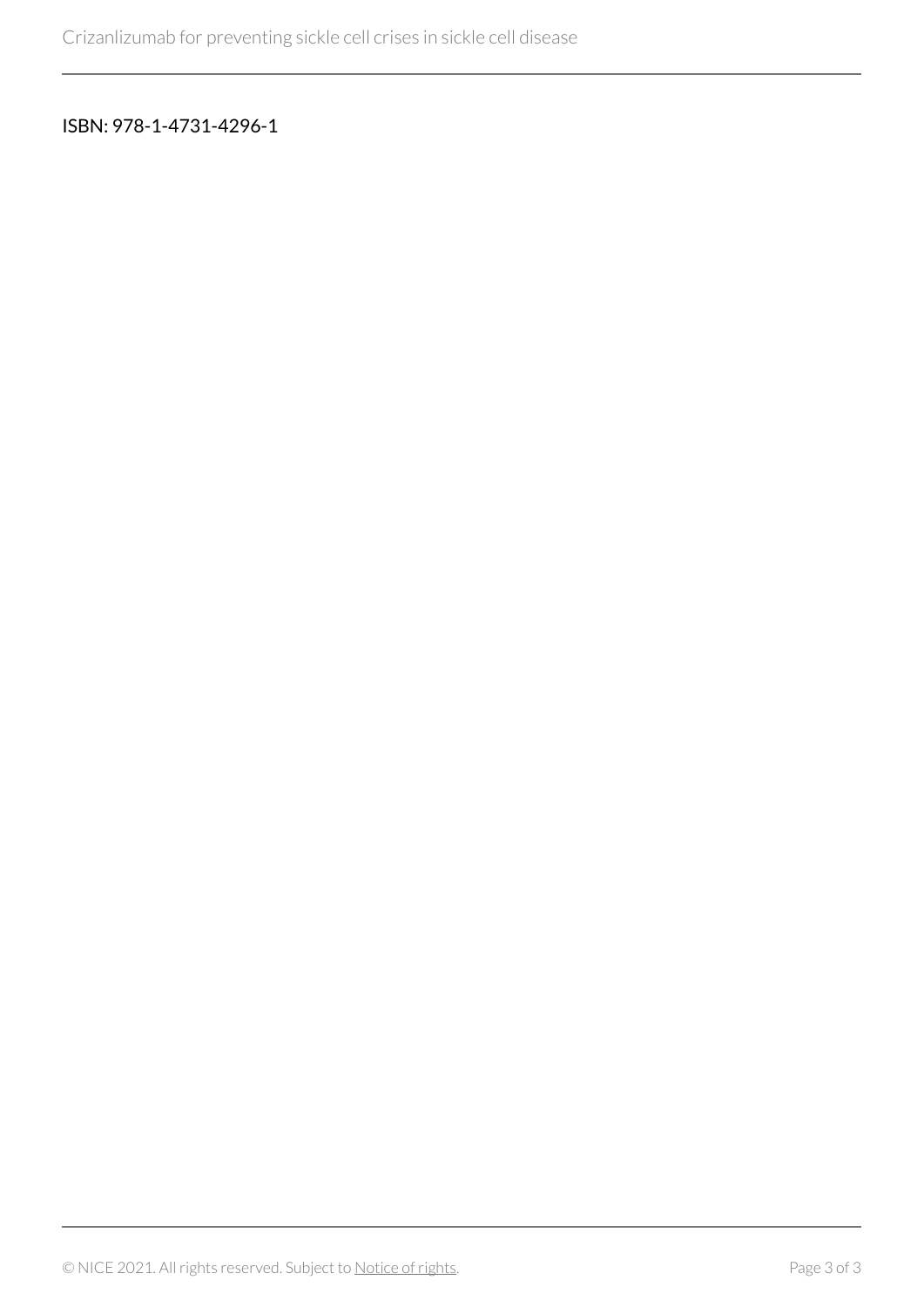ISBN: 978-1-4731-4296-1